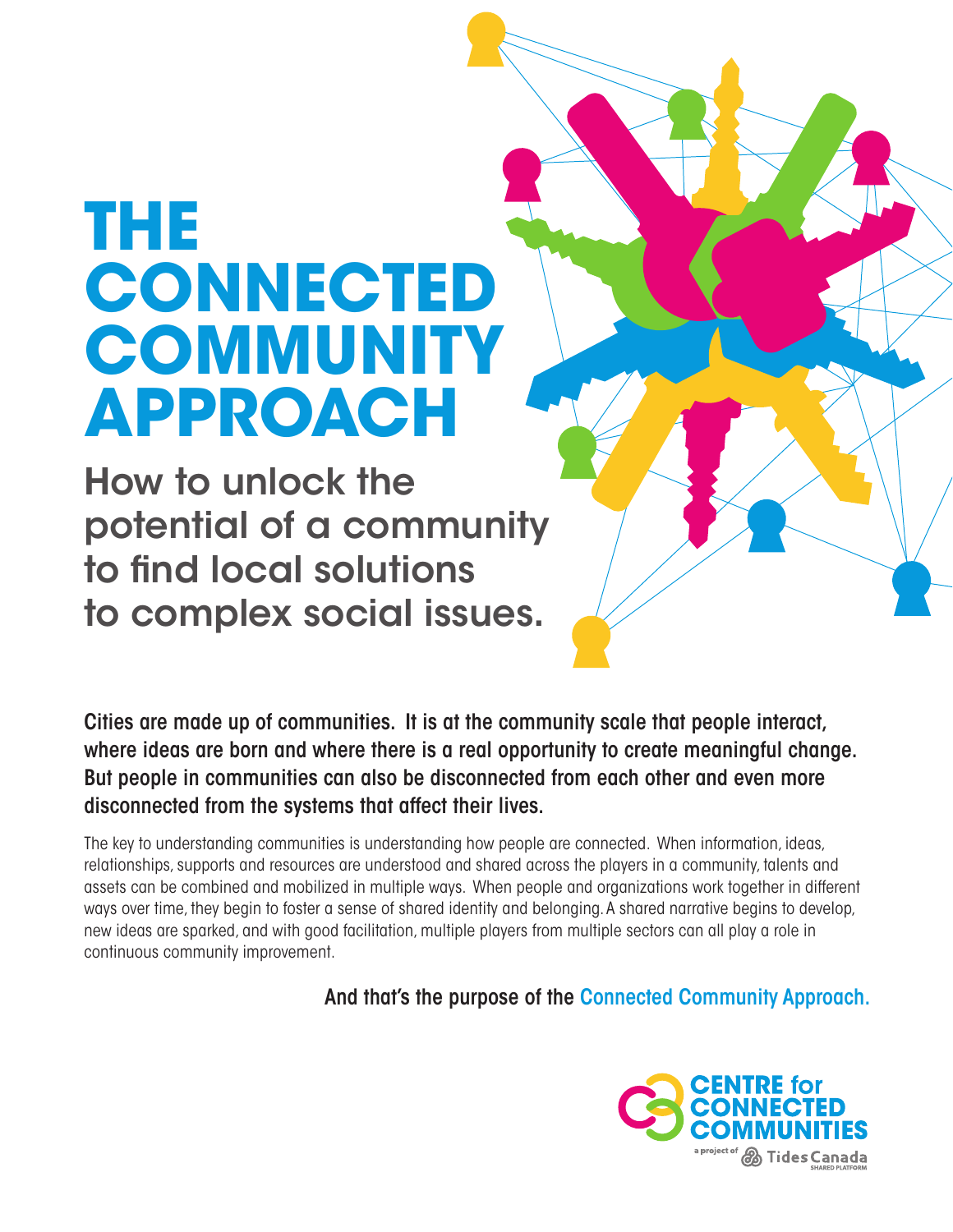# THE CONNECTED COMMUNITY APPROACH

## How to unlock the potential of a community to find local solutions to complex social issues.

**Cities are made up of communities. It is at the community scale that people interact, where ideas are born and where there is a real opportunity to create meaningful change. But people in communities can also be disconnected from each other and even more disconnected from the systems that affect their lives.**

The key to understanding communities is understanding how people are connected. When information, ideas, relationships, supports and resources are understood and shared across the players in a community, talents and assets can be combined and mobilized in multiple ways. When people and organizations work together in different ways over time, they begin to foster a sense of shared identity and belonging. A shared narrative begins to develop, new ideas are sparked, and with good facilitation, multiple players from multiple sectors can all play a role in continuous community improvement.

**And that's the purpose of the Connected Community Approach.**

CENTRE for CONNECTED COMMUNITIES

a project of Tides Canada SHARED PLATFORM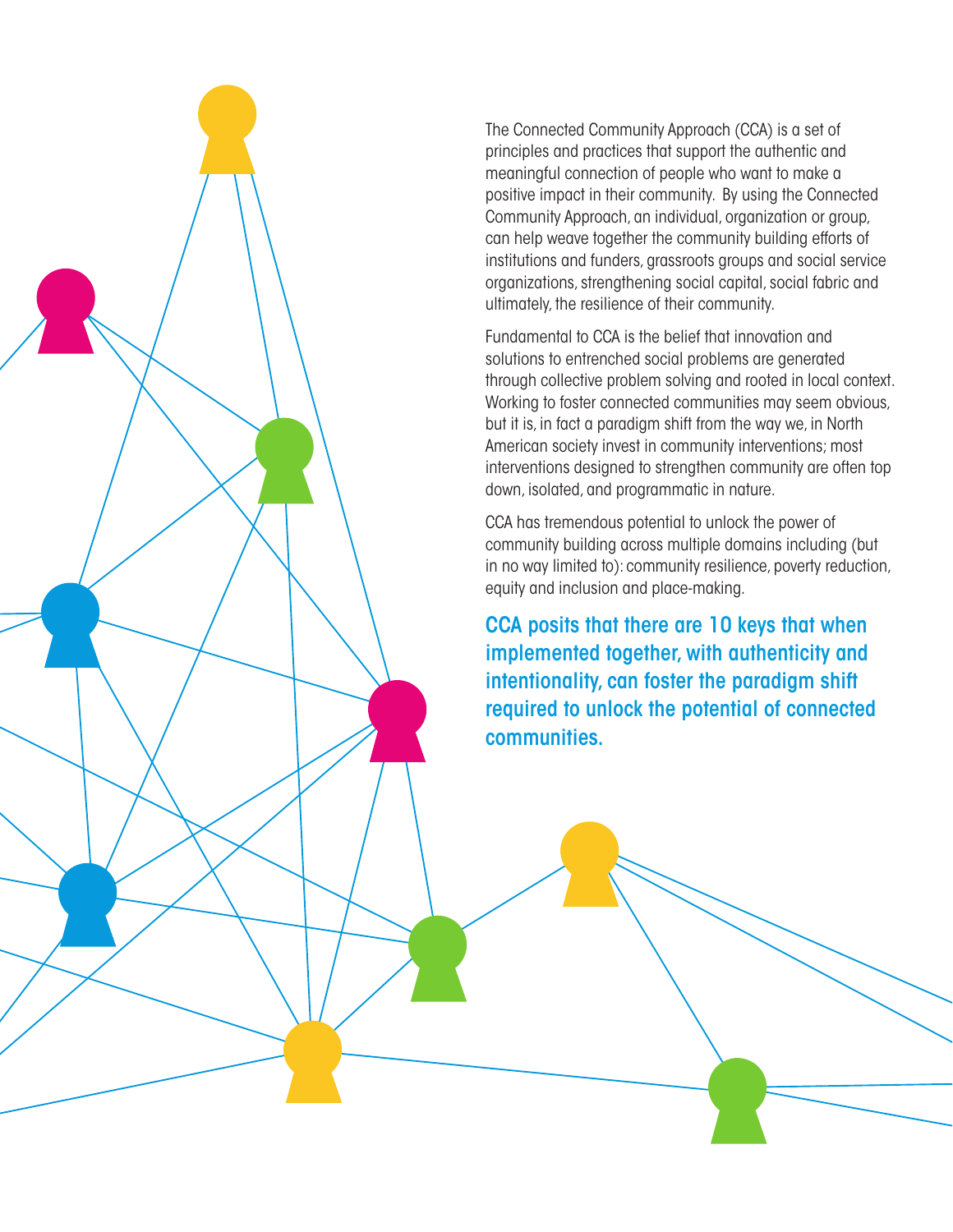The Connected Community Approach (CCA) is a set of principles and practices that support the authentic and meaningful connection of people who want to make a positive impact in their community. By using the Connected Community Approach, an individual, organization or group, can help weave together the community building efforts of institutions and funders, grassroots groups and social service organizations, strengthening social capital, social fabric and ultimately, the resilience of their community.

Fundamental to CCA is the belief that innovation and solutions to entrenched social problems are generated through collective problem solving and rooted in local context. Working to foster connected communities may seem obvious, but it is, in fact a paradigm shift from the way we, in North American society invest in community interventions; most interventions designed to strengthen community are often top down, isolated, and programmatic in nature.

CCA has tremendous potential to unlock the power of community building across multiple domains including (but in no way limited to): community resilience, poverty reduction, equity and inclusion and place-making.

**CCA posits that there are 10 keys that when implemented together, with authenticity and intentionality, can foster the paradigm shift required to unlock the potential of connected communities.**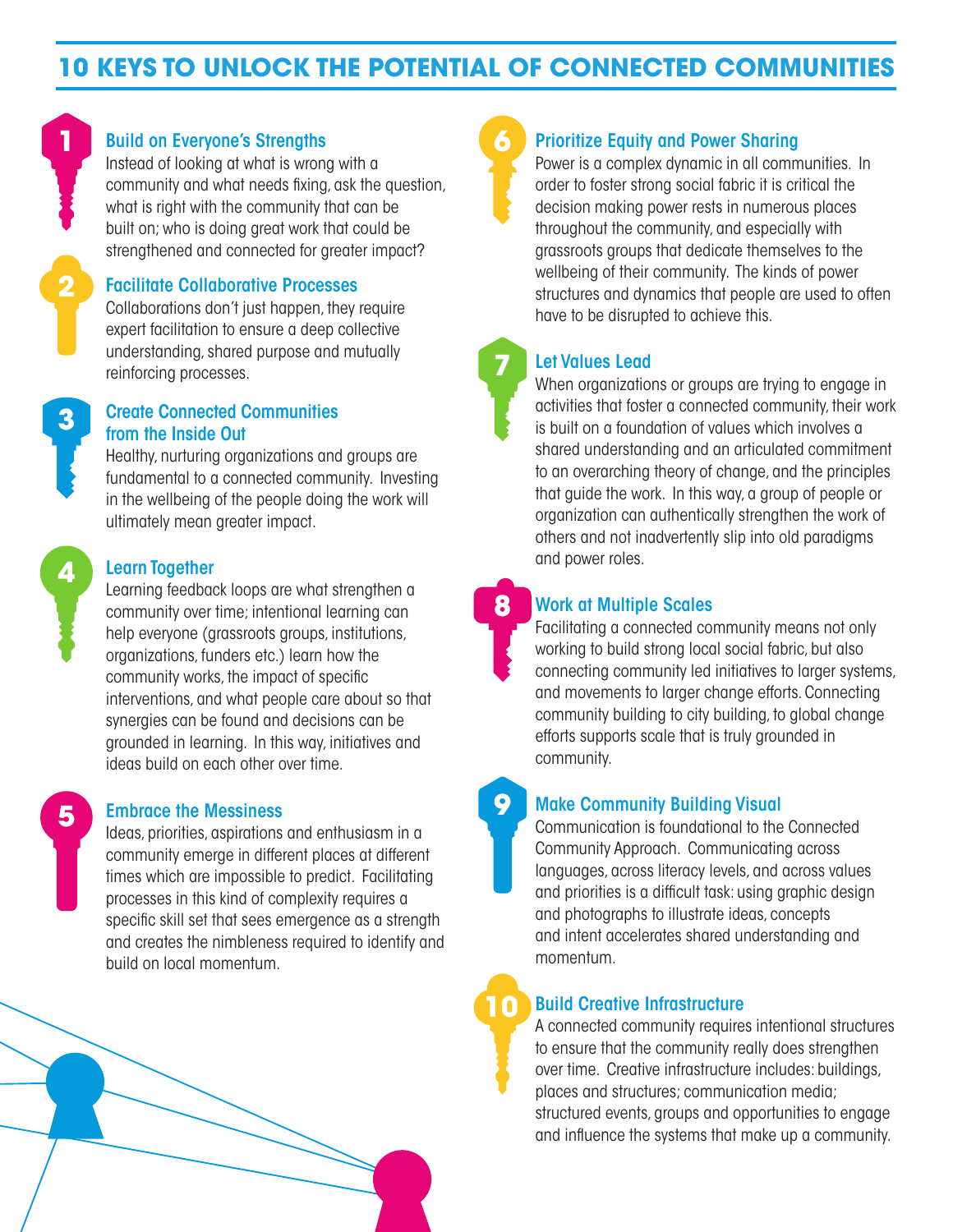# 10 KEYS TO UNLOCK THE POTENTIAL OF CONNECTED COMMUNITIES

## 1 Build on Everyone's Strengths

Instead of looking at what is wrong with a community and what needs fixing, ask the question, what is right with the community that can be built on; who is doing great work that could be strengthened and connected for greater impact?

## 2 Facilitate Collaborative Processes

Collaborations don't just happen, they require expert facilitation to ensure a deep collective understanding, shared purpose and mutually reinforcing processes.

## 3 Create Connected Communities from the Inside Out

Healthy, nurturing organizations and groups are fundamental to a connected community. Investing in the wellbeing of the people doing the work will ultimately mean greater impact.

## 4 Learn Together

Learning feedback loops are what strengthen a community over time; intentional learning can help everyone (grassroots groups, institutions, organizations, funders etc.) learn how the community works, the impact of specific interventions, and what people care about so that synergies can be found and decisions can be grounded in learning. In this way, initiatives and ideas build on each other over time.

## 5 Embrace the Messiness

Ideas, priorities, aspirations and enthusiasm in a community emerge in different places at different times which are impossible to predict. Facilitating processes in this kind of complexity requires a specific skill set that sees emergence as a strength and creates the nimbleness required to identify and build on local momentum.

## 6 Prioritize Equity and Power Sharing

Power is a complex dynamic in all communities. In order to foster strong social fabric it is critical the decision making power rests in numerous places throughout the community, and especially with grassroots groups that dedicate themselves to the wellbeing of their community. The kinds of power structures and dynamics that people are used to often have to be disrupted to achieve this.

## 7 Let Values Lead

When organizations or groups are trying to engage in activities that foster a connected community, their work is built on a foundation of values which involves a shared understanding and an articulated commitment to an overarching theory of change, and the principles that guide the work. In this way, a group of people or organization can authentically strengthen the work of others and not inadvertently slip into old paradigms and power roles.

## 8 Work at Multiple Scales

Facilitating a connected community means not only working to build strong local social fabric, but also connecting community led initiatives to larger systems, and movements to larger change efforts. Connecting community building to city building, to global change efforts supports scale that is truly grounded in community.

## 9 Make Community Building Visual

Communication is foundational to the Connected Community Approach. Communicating across languages, across literacy levels, and across values and priorities is a difficult task: using graphic design and photographs to illustrate ideas, concepts and intent accelerates shared understanding and momentum.

## 10 Build Creative Infrastructure

A connected community requires intentional structures to ensure that the community really does strengthen over time. Creative infrastructure includes: buildings, places and structures; communication media; structured events, groups and opportunities to engage and influence the systems that make up a community.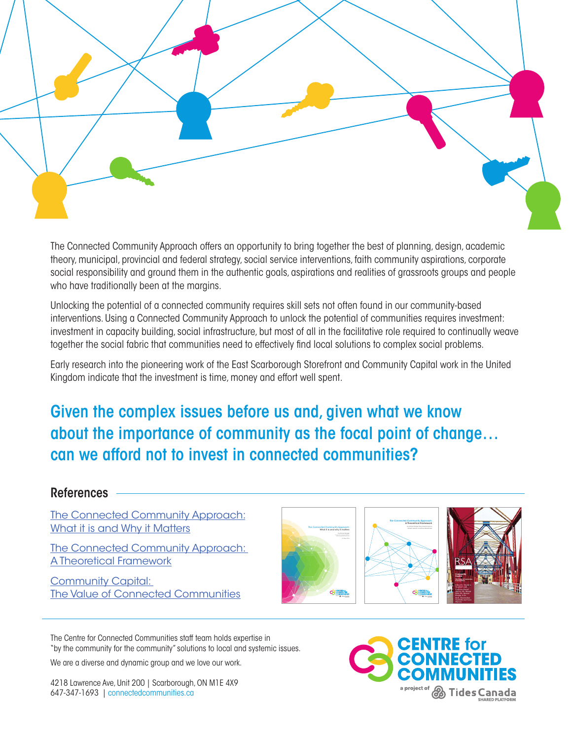The Connected Community Approach offers an opportunity to bring together the best of planning, design, academic theory, municipal, provincial and federal strategy, social service interventions, faith community aspirations, corporate social responsibility and ground them in the authentic goals, aspirations and realities of grassroots groups and people who have traditionally been at the margins.

Unlocking the potential of a connected community requires skill sets not often found in our community-based interventions. Using a Connected Community Approach to unlock the potential of communities requires investment: investment in capacity building, social infrastructure, but most of all in the facilitative role required to continually weave together the social fabric that communities need to effectively find local solutions to complex social problems.

Early research into the pioneering work of the East Scarborough Storefront and Community Capital work in the United Kingdom indicate that the investment is time, money and effort well spent.

## Given the complex issues before us and, given what we know about the importance of community as the focal point of change… can we afford not to invest in connected communities?

### References

The Connected Community Approach: What it is and Why it Matters

The Connected Community Approach: A Theoretical Framework

Community Capital: The Value of Connected Communities

The Centre for Connected Communities staff team holds expertise in "by the community for the community" solutions to local and systemic issues.

We are a diverse and dynamic group and we love our work.

4218 Lawrence Ave, Unit 200 | Scarborough, ON M1E 4X9
647-347-1693 | connectedcommunities.ca

CENTRE for CONNECTED COMMUNITIES
a project of Tides Canada SHARED PLATFORM